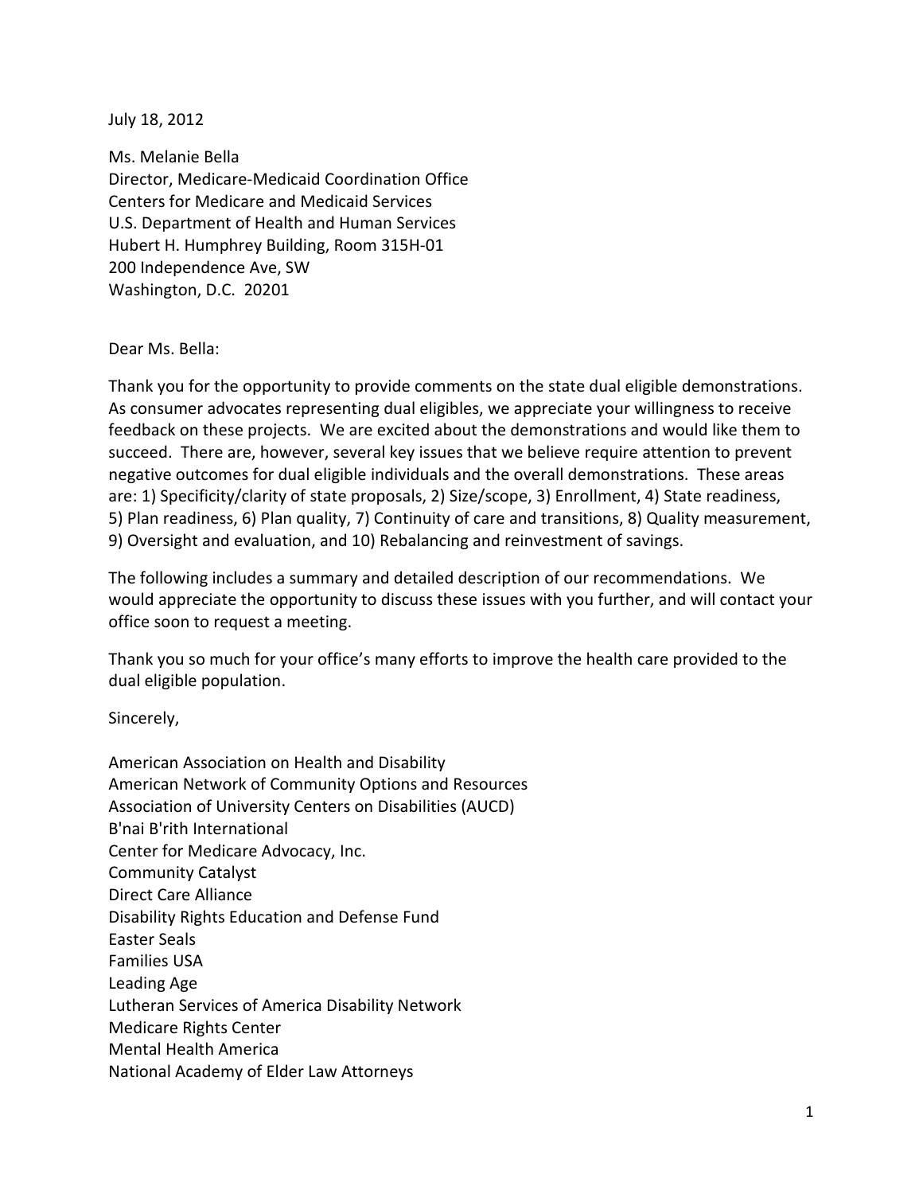July 18, 2012

Ms. Melanie Bella
Director, Medicare-Medicaid Coordination Office
Centers for Medicare and Medicaid Services
U.S. Department of Health and Human Services
Hubert H. Humphrey Building, Room 315H-01
200 Independence Ave, SW
Washington, D.C. 20201

Dear Ms. Bella:

Thank you for the opportunity to provide comments on the state dual eligible demonstrations. As consumer advocates representing dual eligibles, we appreciate your willingness to receive feedback on these projects. We are excited about the demonstrations and would like them to succeed. There are, however, several key issues that we believe require attention to prevent negative outcomes for dual eligible individuals and the overall demonstrations. These areas are: 1) Specificity/clarity of state proposals, 2) Size/scope, 3) Enrollment, 4) State readiness, 5) Plan readiness, 6) Plan quality, 7) Continuity of care and transitions, 8) Quality measurement, 9) Oversight and evaluation, and 10) Rebalancing and reinvestment of savings.

The following includes a summary and detailed description of our recommendations. We would appreciate the opportunity to discuss these issues with you further, and will contact your office soon to request a meeting.

Thank you so much for your office's many efforts to improve the health care provided to the dual eligible population.

Sincerely,

American Association on Health and Disability
American Network of Community Options and Resources
Association of University Centers on Disabilities (AUCD)
B'nai B'rith International
Center for Medicare Advocacy, Inc.
Community Catalyst
Direct Care Alliance
Disability Rights Education and Defense Fund
Easter Seals
Families USA
Leading Age
Lutheran Services of America Disability Network
Medicare Rights Center
Mental Health America
National Academy of Elder Law Attorneys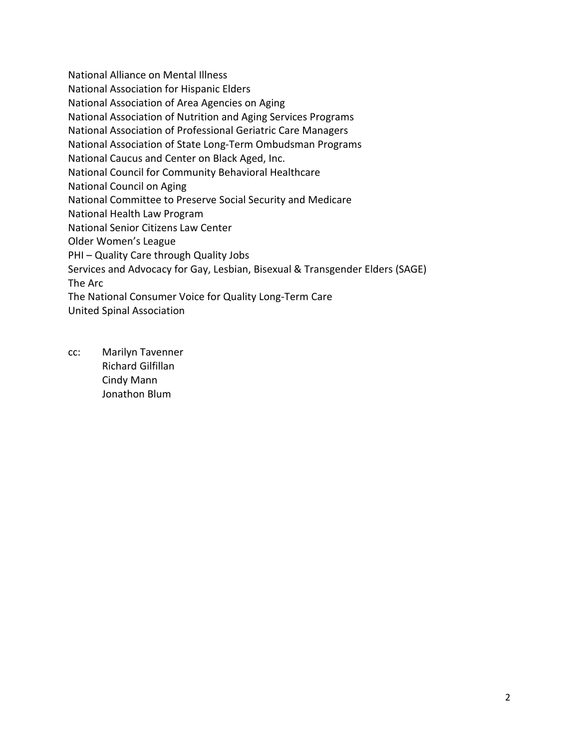National Alliance on Mental Illness
National Association for Hispanic Elders
National Association of Area Agencies on Aging
National Association of Nutrition and Aging Services Programs
National Association of Professional Geriatric Care Managers
National Association of State Long-Term Ombudsman Programs
National Caucus and Center on Black Aged, Inc.
National Council for Community Behavioral Healthcare
National Council on Aging
National Committee to Preserve Social Security and Medicare
National Health Law Program
National Senior Citizens Law Center
Older Women's League
PHI – Quality Care through Quality Jobs
Services and Advocacy for Gay, Lesbian, Bisexual & Transgender Elders (SAGE)
The Arc
The National Consumer Voice for Quality Long-Term Care
United Spinal Association

cc: Marilyn Tavenner
Richard Gilfillan
Cindy Mann
Jonathon Blum